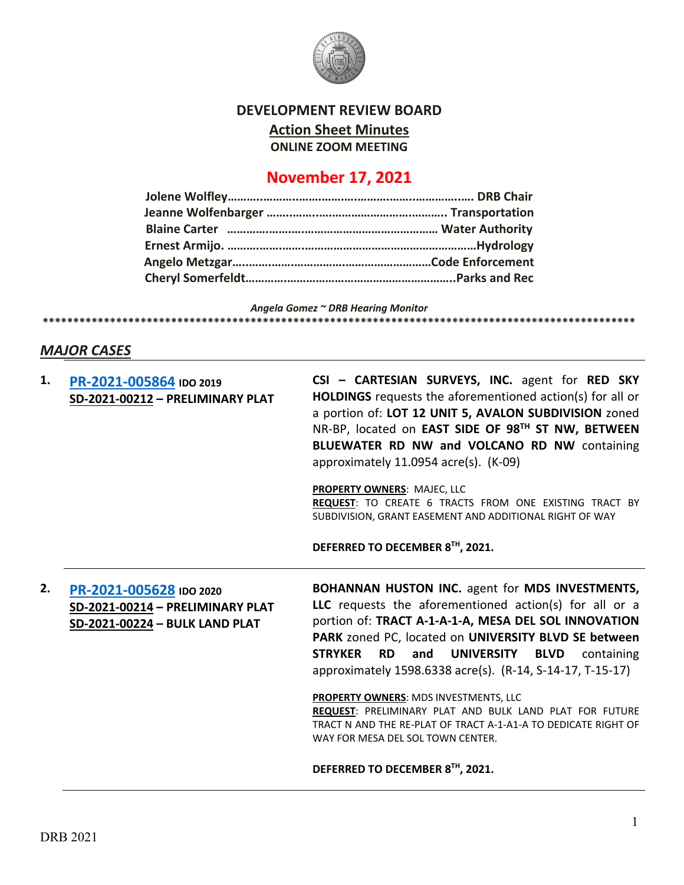# DEVELOPMENT REVIEW BOARD

## Action Sheet Minutes

**ONLINE ZOOM MEETING**

## November 17, 2021

**Jolene Wolfley……………………………………………………………. DRB Chair**
**Jeanne Wolfenbarger …………………………………………….. Transportation**
**Blaine Carter ………………………………………………………… Water Authority**
**Ernest Armijo. …………………………………………………………………Hydrology**
**Angelo Metzgar………………………………………………………Code Enforcement**
**Cheryl Somerfeldt………………………………………………………..Parks and Rec**

*Angela Gomez ~ DRB Hearing Monitor*

****************************************************************************************************

## *MAJOR CASES*

**1. PR-2021-005864** **IDO 2019**
**SD-2021-00212 – PRELIMINARY PLAT**

**CSI – CARTESIAN SURVEYS, INC.** agent for **RED SKY HOLDINGS** requests the aforementioned action(s) for all or a portion of: **LOT 12 UNIT 5, AVALON SUBDIVISION** zoned NR-BP, located on **EAST SIDE OF 98TH ST NW, BETWEEN BLUEWATER RD NW and VOLCANO RD NW** containing approximately 11.0954 acre(s). (K-09)

**PROPERTY OWNERS**: MAJEC, LLC
**REQUEST**: TO CREATE 6 TRACTS FROM ONE EXISTING TRACT BY SUBDIVISION, GRANT EASEMENT AND ADDITIONAL RIGHT OF WAY

**DEFERRED TO DECEMBER 8TH, 2021.**

---

**2. PR-2021-005628** **IDO 2020**
**SD-2021-00214 – PRELIMINARY PLAT**
**SD-2021-00224 – BULK LAND PLAT**

**BOHANNAN HUSTON INC.** agent for **MDS INVESTMENTS, LLC** requests the aforementioned action(s) for all or a portion of: **TRACT A-1-A-1-A, MESA DEL SOL INNOVATION PARK** zoned PC, located on **UNIVERSITY BLVD SE between STRYKER RD and UNIVERSITY BLVD** containing approximately 1598.6338 acre(s). (R-14, S-14-17, T-15-17)

**PROPERTY OWNERS**: MDS INVESTMENTS, LLC
**REQUEST**: PRELIMINARY PLAT AND BULK LAND PLAT FOR FUTURE TRACT N AND THE RE-PLAT OF TRACT A-1-A1-A TO DEDICATE RIGHT OF WAY FOR MESA DEL SOL TOWN CENTER.

**DEFERRED TO DECEMBER 8TH, 2021.**

---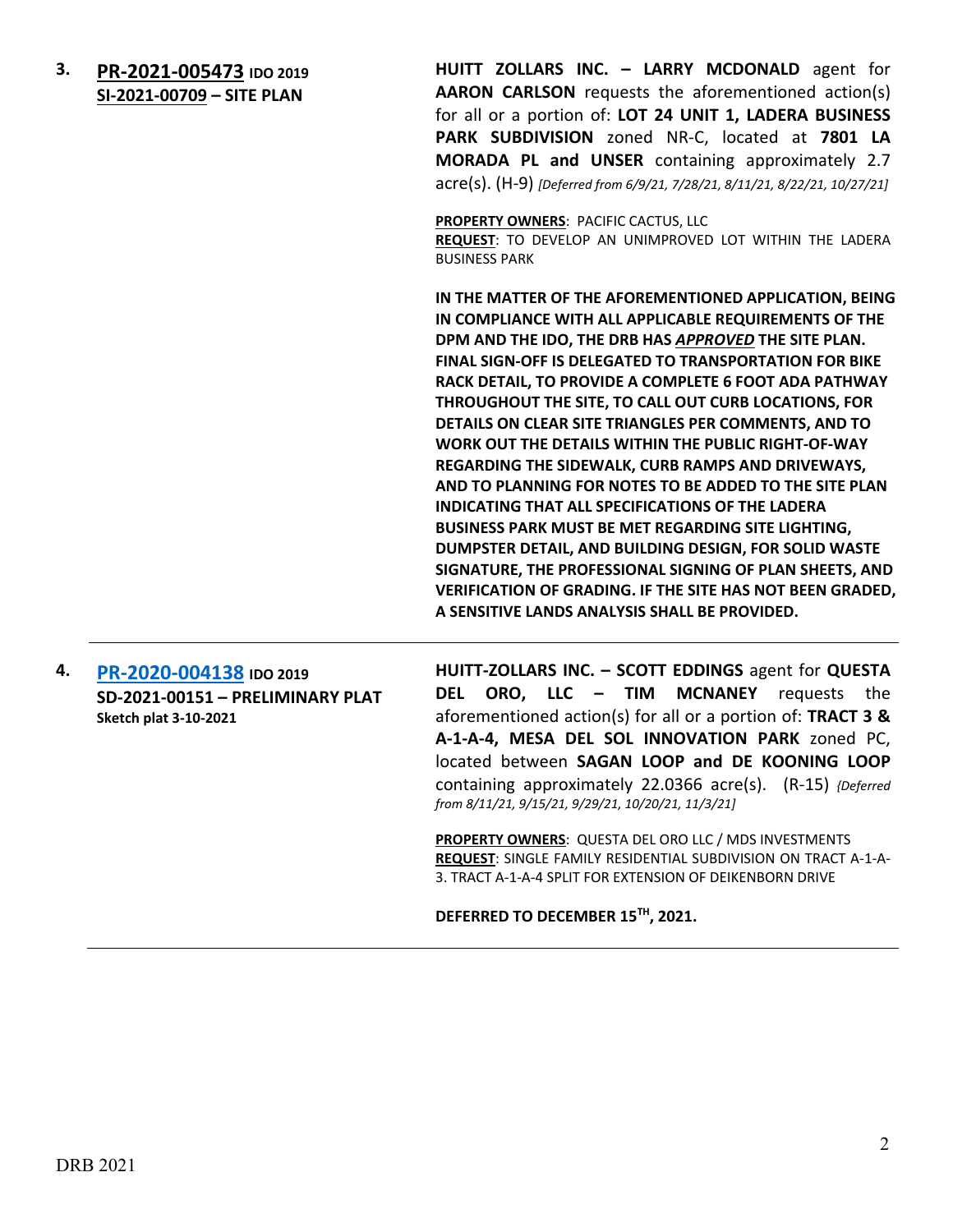**3. PR-2021-005473** **IDO 2019**
**SI-2021-00709 – SITE PLAN**

**HUITT ZOLLARS INC. – LARRY MCDONALD** agent for **AARON CARLSON** requests the aforementioned action(s) for all or a portion of: **LOT 24 UNIT 1, LADERA BUSINESS PARK SUBDIVISION** zoned NR-C, located at **7801 LA MORADA PL and UNSER** containing approximately 2.7 acre(s). (H-9) *[Deferred from 6/9/21, 7/28/21, 8/11/21, 8/22/21, 10/27/21]*

**PROPERTY OWNERS**: PACIFIC CACTUS, LLC
**REQUEST**: TO DEVELOP AN UNIMPROVED LOT WITHIN THE LADERA BUSINESS PARK

**IN THE MATTER OF THE AFOREMENTIONED APPLICATION, BEING IN COMPLIANCE WITH ALL APPLICABLE REQUIREMENTS OF THE DPM AND THE IDO, THE DRB HAS *APPROVED* THE SITE PLAN. FINAL SIGN-OFF IS DELEGATED TO TRANSPORTATION FOR BIKE RACK DETAIL, TO PROVIDE A COMPLETE 6 FOOT ADA PATHWAY THROUGHOUT THE SITE, TO CALL OUT CURB LOCATIONS, FOR DETAILS ON CLEAR SITE TRIANGLES PER COMMENTS, AND TO WORK OUT THE DETAILS WITHIN THE PUBLIC RIGHT-OF-WAY REGARDING THE SIDEWALK, CURB RAMPS AND DRIVEWAYS, AND TO PLANNING FOR NOTES TO BE ADDED TO THE SITE PLAN INDICATING THAT ALL SPECIFICATIONS OF THE LADERA BUSINESS PARK MUST BE MET REGARDING SITE LIGHTING, DUMPSTER DETAIL, AND BUILDING DESIGN, FOR SOLID WASTE SIGNATURE, THE PROFESSIONAL SIGNING OF PLAN SHEETS, AND VERIFICATION OF GRADING. IF THE SITE HAS NOT BEEN GRADED, A SENSITIVE LANDS ANALYSIS SHALL BE PROVIDED.**

---

**4. PR-2020-004138** **IDO 2019**
**SD-2021-00151 – PRELIMINARY PLAT**
**Sketch plat 3-10-2021**

**HUITT-ZOLLARS INC. – SCOTT EDDINGS** agent for **QUESTA DEL ORO, LLC – TIM MCNANEY** requests the aforementioned action(s) for all or a portion of: **TRACT 3 & A-1-A-4, MESA DEL SOL INNOVATION PARK** zoned PC, located between **SAGAN LOOP and DE KOONING LOOP** containing approximately 22.0366 acre(s). (R-15) *{Deferred from 8/11/21, 9/15/21, 9/29/21, 10/20/21, 11/3/21]*

**PROPERTY OWNERS**: QUESTA DEL ORO LLC / MDS INVESTMENTS
**REQUEST**: SINGLE FAMILY RESIDENTIAL SUBDIVISION ON TRACT A-1-A-3. TRACT A-1-A-4 SPLIT FOR EXTENSION OF DEIKENBORN DRIVE

**DEFERRED TO DECEMBER 15TH, 2021.**

---

DRB 2021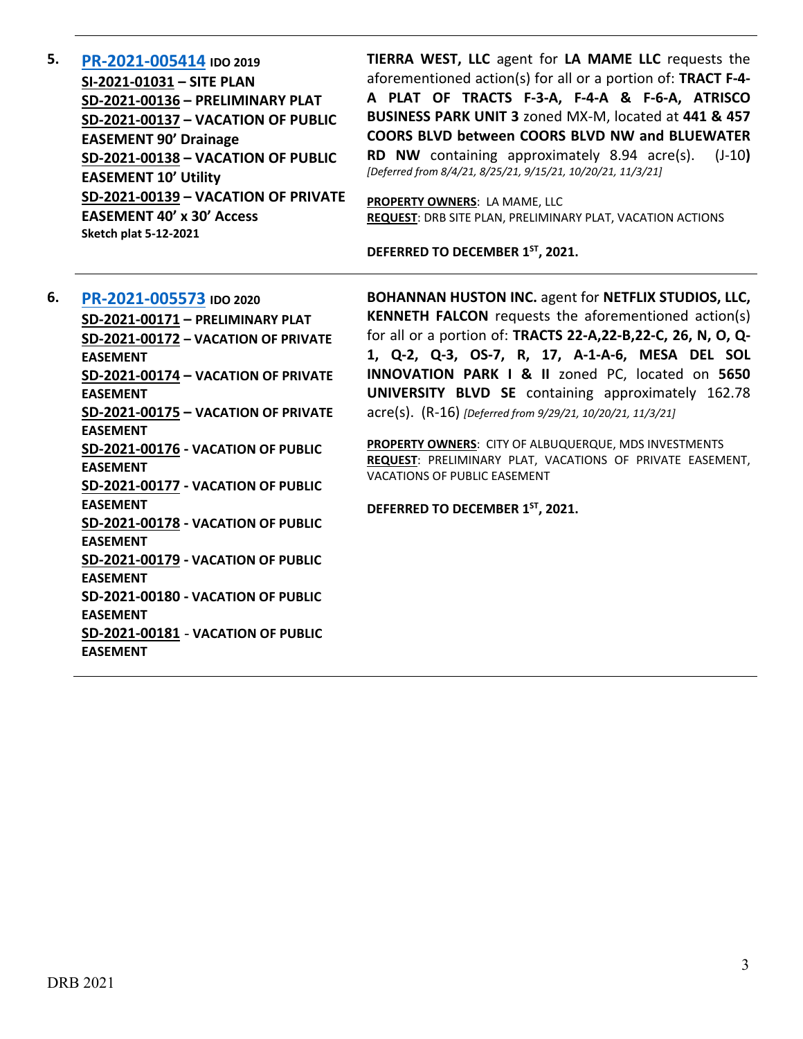5. **[PR-2021-005414](PR-2021-005414) IDO 2019**
**SI-2021-01031 – SITE PLAN**
**SD-2021-00136 – PRELIMINARY PLAT**
**SD-2021-00137 – VACATION OF PUBLIC EASEMENT 90' Drainage**
**SD-2021-00138 – VACATION OF PUBLIC EASEMENT 10' Utility**
**SD-2021-00139 – VACATION OF PRIVATE EASEMENT 40' x 30' Access**
**Sketch plat 5-12-2021**

**TIERRA WEST, LLC** agent for **LA MAME LLC** requests the aforementioned action(s) for all or a portion of: **TRACT F-4-A PLAT OF TRACTS F-3-A, F-4-A & F-6-A, ATRISCO BUSINESS PARK UNIT 3** zoned MX-M, located at **441 & 457 COORS BLVD between COORS BLVD NW and BLUEWATER RD NW** containing approximately 8.94 acre(s). (J-10**)** *[Deferred from 8/4/21, 8/25/21, 9/15/21, 10/20/21, 11/3/21]*

**PROPERTY OWNERS**: LA MAME, LLC
**REQUEST**: DRB SITE PLAN, PRELIMINARY PLAT, VACATION ACTIONS

**DEFERRED TO DECEMBER 1ST, 2021.**

---

6. **[PR-2021-005573](PR-2021-005573) IDO 2020**
**SD-2021-00171 – PRELIMINARY PLAT**
**SD-2021-00172 – VACATION OF PRIVATE EASEMENT**
**SD-2021-00174 – VACATION OF PRIVATE EASEMENT**
**SD-2021-00175 – VACATION OF PRIVATE EASEMENT**
**SD-2021-00176 - VACATION OF PUBLIC EASEMENT**
**SD-2021-00177 - VACATION OF PUBLIC EASEMENT**
**SD-2021-00178 - VACATION OF PUBLIC EASEMENT**
**SD-2021-00179 - VACATION OF PUBLIC EASEMENT**
**SD-2021-00180 - VACATION OF PUBLIC EASEMENT**
**SD-2021-00181 - VACATION OF PUBLIC EASEMENT**

**BOHANNAN HUSTON INC.** agent for **NETFLIX STUDIOS, LLC, KENNETH FALCON** requests the aforementioned action(s) for all or a portion of: **TRACTS 22-A,22-B,22-C, 26, N, O, Q-1, Q-2, Q-3, OS-7, R, 17, A-1-A-6, MESA DEL SOL INNOVATION PARK I & II** zoned PC, located on **5650 UNIVERSITY BLVD SE** containing approximately 162.78 acre(s). (R-16) *[Deferred from 9/29/21, 10/20/21, 11/3/21]*

**PROPERTY OWNERS**: CITY OF ALBUQUERQUE, MDS INVESTMENTS
**REQUEST**: PRELIMINARY PLAT, VACATIONS OF PRIVATE EASEMENT, VACATIONS OF PUBLIC EASEMENT

**DEFERRED TO DECEMBER 1ST, 2021.**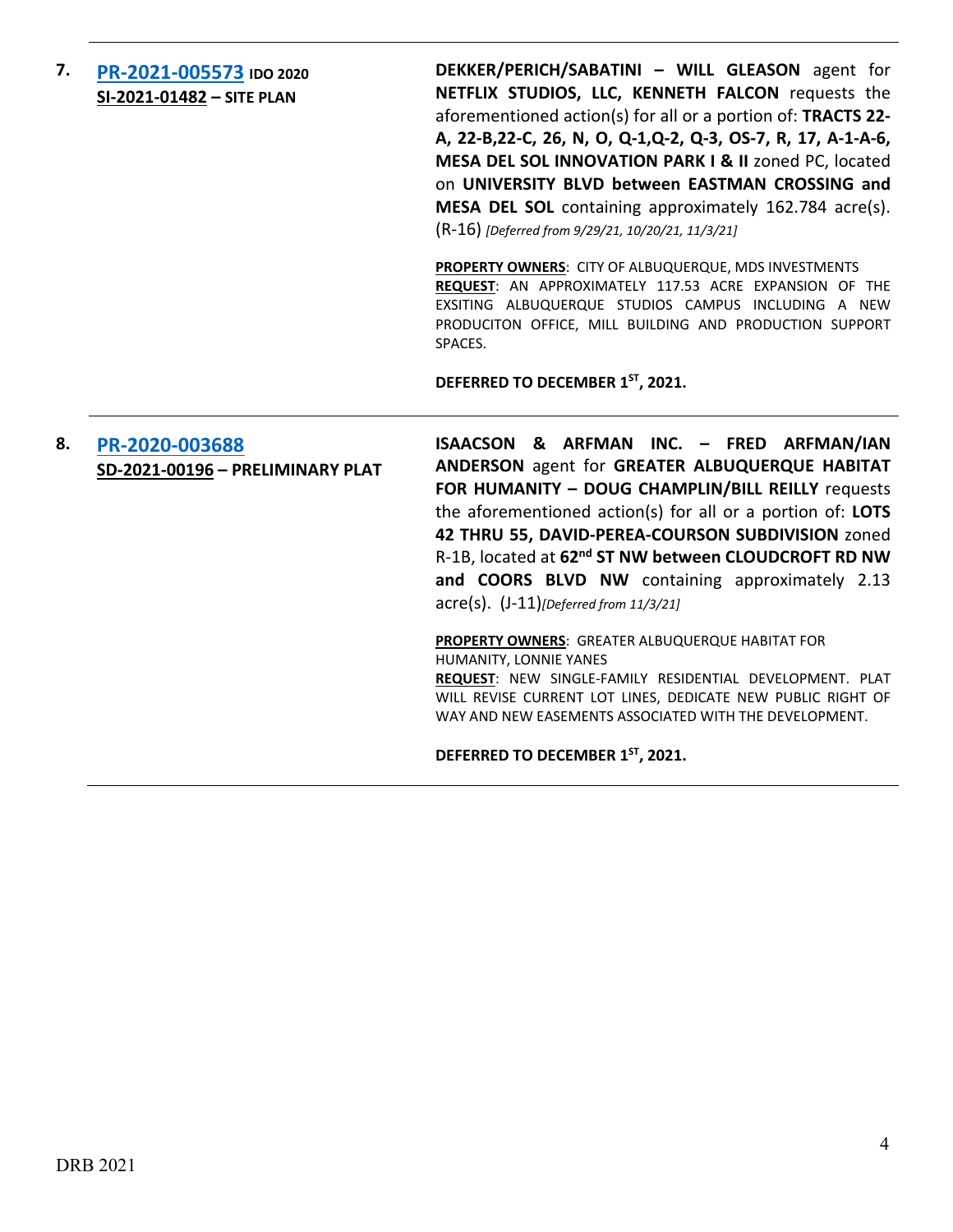**7.** **PR-2021-005573** **IDO 2020**
**SI-2021-01482 – SITE PLAN**

**DEKKER/PERICH/SABATINI – WILL GLEASON** agent for **NETFLIX STUDIOS, LLC, KENNETH FALCON** requests the aforementioned action(s) for all or a portion of: **TRACTS 22-A, 22-B,22-C, 26, N, O, Q-1,Q-2, Q-3, OS-7, R, 17, A-1-A-6, MESA DEL SOL INNOVATION PARK I & II** zoned PC, located on **UNIVERSITY BLVD between EASTMAN CROSSING and MESA DEL SOL** containing approximately 162.784 acre(s). (R-16) *[Deferred from 9/29/21, 10/20/21, 11/3/21]*

**PROPERTY OWNERS**: CITY OF ALBUQUERQUE, MDS INVESTMENTS
**REQUEST**: AN APPROXIMATELY 117.53 ACRE EXPANSION OF THE EXSITING ALBUQUERQUE STUDIOS CAMPUS INCLUDING A NEW PRODUCITON OFFICE, MILL BUILDING AND PRODUCTION SUPPORT SPACES.

**DEFERRED TO DECEMBER 1ST, 2021.**

---

**8.** **PR-2020-003688**
**SD-2021-00196 – PRELIMINARY PLAT**

**ISAACSON & ARFMAN INC. – FRED ARFMAN/IAN ANDERSON** agent for **GREATER ALBUQUERQUE HABITAT FOR HUMANITY – DOUG CHAMPLIN/BILL REILLY** requests the aforementioned action(s) for all or a portion of: **LOTS 42 THRU 55, DAVID-PEREA-COURSON SUBDIVISION** zoned R-1B, located at **62nd ST NW between CLOUDCROFT RD NW and COORS BLVD NW** containing approximately 2.13 acre(s). (J-11)*[Deferred from 11/3/21]*

**PROPERTY OWNERS**: GREATER ALBUQUERQUE HABITAT FOR HUMANITY, LONNIE YANES
**REQUEST**: NEW SINGLE-FAMILY RESIDENTIAL DEVELOPMENT. PLAT WILL REVISE CURRENT LOT LINES, DEDICATE NEW PUBLIC RIGHT OF WAY AND NEW EASEMENTS ASSOCIATED WITH THE DEVELOPMENT.

**DEFERRED TO DECEMBER 1ST, 2021.**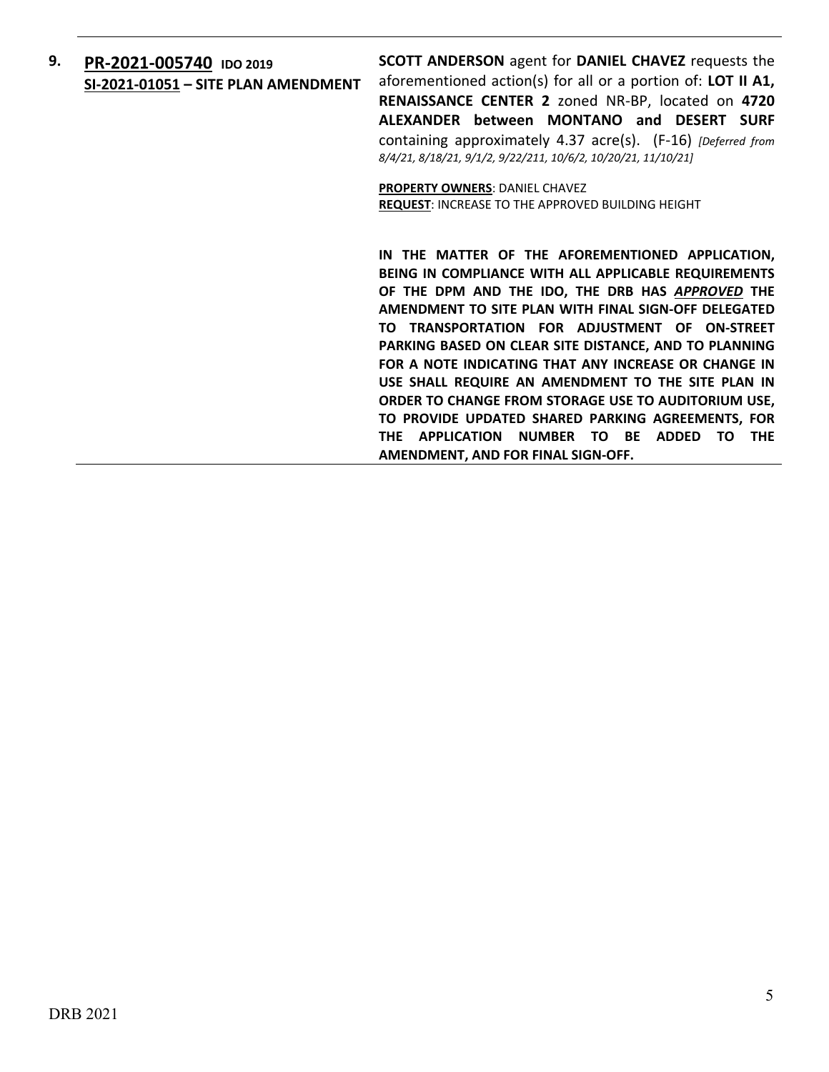**9.** **PR-2021-005740** **IDO 2019**
**SI-2021-01051 – SITE PLAN AMENDMENT**

**SCOTT ANDERSON** agent for **DANIEL CHAVEZ** requests the aforementioned action(s) for all or a portion of: **LOT II A1, RENAISSANCE CENTER 2** zoned NR-BP, located on **4720 ALEXANDER between MONTANO and DESERT SURF** containing approximately 4.37 acre(s). (F-16) *[Deferred from 8/4/21, 8/18/21, 9/1/2, 9/22/211, 10/6/2, 10/20/21, 11/10/21]*

**PROPERTY OWNERS**: DANIEL CHAVEZ
**REQUEST**: INCREASE TO THE APPROVED BUILDING HEIGHT

**IN THE MATTER OF THE AFOREMENTIONED APPLICATION, BEING IN COMPLIANCE WITH ALL APPLICABLE REQUIREMENTS OF THE DPM AND THE IDO, THE DRB HAS *APPROVED* THE AMENDMENT TO SITE PLAN WITH FINAL SIGN-OFF DELEGATED TO TRANSPORTATION FOR ADJUSTMENT OF ON-STREET PARKING BASED ON CLEAR SITE DISTANCE, AND TO PLANNING FOR A NOTE INDICATING THAT ANY INCREASE OR CHANGE IN USE SHALL REQUIRE AN AMENDMENT TO THE SITE PLAN IN ORDER TO CHANGE FROM STORAGE USE TO AUDITORIUM USE, TO PROVIDE UPDATED SHARED PARKING AGREEMENTS, FOR THE APPLICATION NUMBER TO BE ADDED TO THE AMENDMENT, AND FOR FINAL SIGN-OFF.**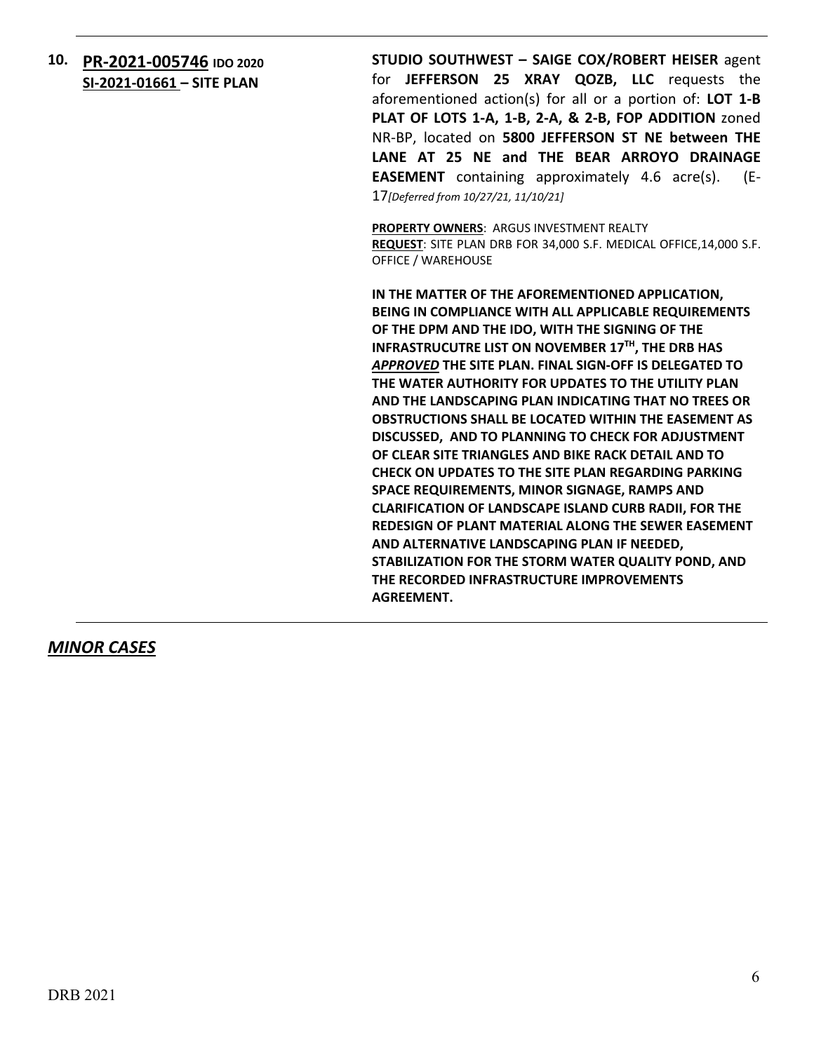**10. PR-2021-005746** IDO 2020
**SI-2021-01661 – SITE PLAN**

**STUDIO SOUTHWEST – SAIGE COX/ROBERT HEISER** agent for **JEFFERSON 25 XRAY QOZB, LLC** requests the aforementioned action(s) for all or a portion of: **LOT 1-B PLAT OF LOTS 1-A, 1-B, 2-A, & 2-B, FOP ADDITION** zoned NR-BP, located on **5800 JEFFERSON ST NE between THE LANE AT 25 NE and THE BEAR ARROYO DRAINAGE EASEMENT** containing approximately 4.6 acre(s). (E-17*[Deferred from 10/27/21, 11/10/21]*

**PROPERTY OWNERS**: ARGUS INVESTMENT REALTY
**REQUEST**: SITE PLAN DRB FOR 34,000 S.F. MEDICAL OFFICE,14,000 S.F. OFFICE / WAREHOUSE

**IN THE MATTER OF THE AFOREMENTIONED APPLICATION, BEING IN COMPLIANCE WITH ALL APPLICABLE REQUIREMENTS OF THE DPM AND THE IDO, WITH THE SIGNING OF THE INFRASTRUCUTRE LIST ON NOVEMBER 17TH, THE DRB HAS *APPROVED* THE SITE PLAN. FINAL SIGN-OFF IS DELEGATED TO THE WATER AUTHORITY FOR UPDATES TO THE UTILITY PLAN AND THE LANDSCAPING PLAN INDICATING THAT NO TREES OR OBSTRUCTIONS SHALL BE LOCATED WITHIN THE EASEMENT AS DISCUSSED, AND TO PLANNING TO CHECK FOR ADJUSTMENT OF CLEAR SITE TRIANGLES AND BIKE RACK DETAIL AND TO CHECK ON UPDATES TO THE SITE PLAN REGARDING PARKING SPACE REQUIREMENTS, MINOR SIGNAGE, RAMPS AND CLARIFICATION OF LANDSCAPE ISLAND CURB RADII, FOR THE REDESIGN OF PLANT MATERIAL ALONG THE SEWER EASEMENT AND ALTERNATIVE LANDSCAPING PLAN IF NEEDED, STABILIZATION FOR THE STORM WATER QUALITY POND, AND THE RECORDED INFRASTRUCTURE IMPROVEMENTS AGREEMENT.**

## *MINOR CASES*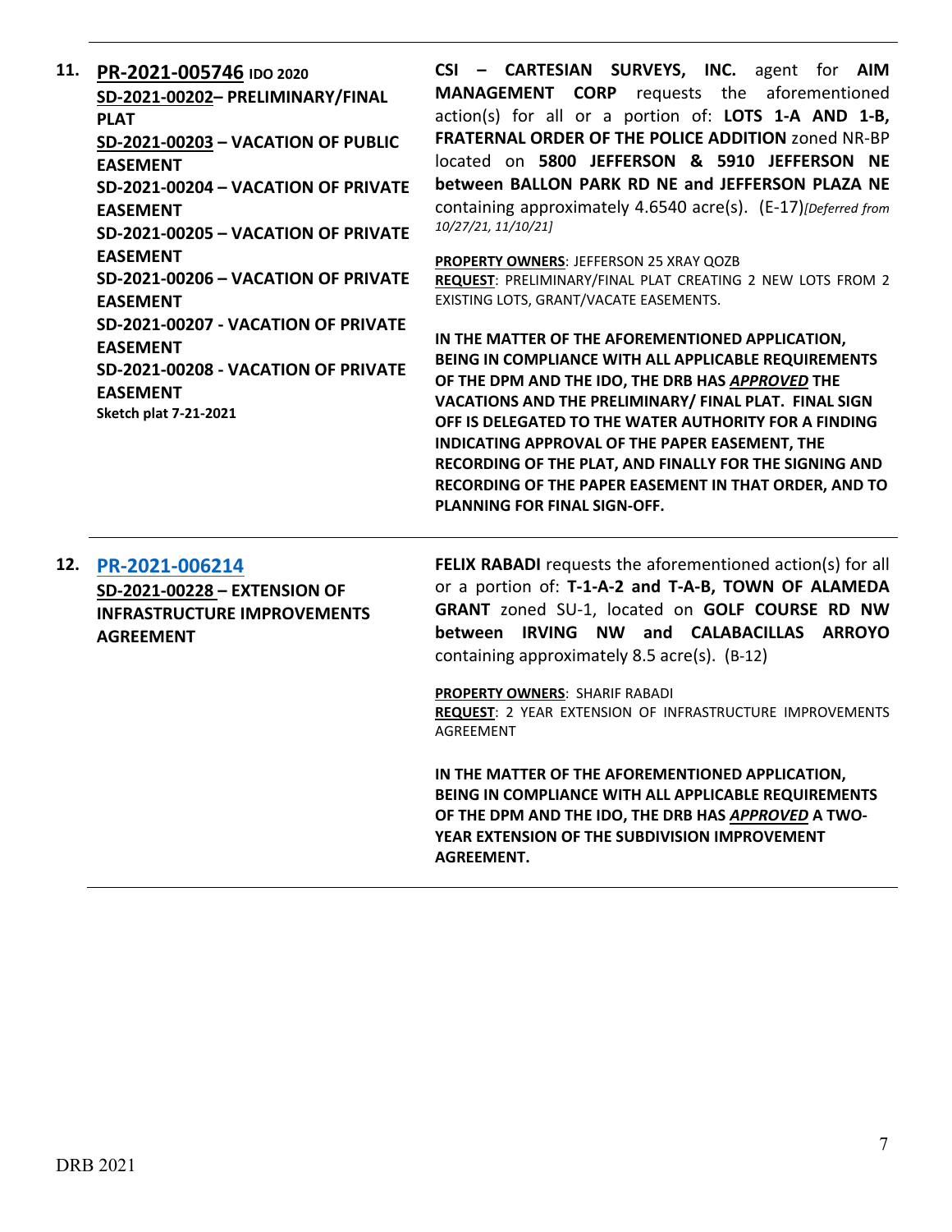**11.** **PR-2021-005746** **IDO 2020**

**SD-2021-00202– PRELIMINARY/FINAL PLAT**
**SD-2021-00203 – VACATION OF PUBLIC EASEMENT**
**SD-2021-00204 – VACATION OF PRIVATE EASEMENT**
**SD-2021-00205 – VACATION OF PRIVATE EASEMENT**
**SD-2021-00206 – VACATION OF PRIVATE EASEMENT**
**SD-2021-00207 - VACATION OF PRIVATE EASEMENT**
**SD-2021-00208 - VACATION OF PRIVATE EASEMENT**
**Sketch plat 7-21-2021**

**CSI – CARTESIAN SURVEYS, INC.** agent for **AIM MANAGEMENT CORP** requests the aforementioned action(s) for all or a portion of: **LOTS 1-A AND 1-B, FRATERNAL ORDER OF THE POLICE ADDITION** zoned NR-BP located on **5800 JEFFERSON & 5910 JEFFERSON NE between BALLON PARK RD NE and JEFFERSON PLAZA NE** containing approximately 4.6540 acre(s). (E-17)*[Deferred from 10/27/21, 11/10/21]*

**PROPERTY OWNERS**: JEFFERSON 25 XRAY QOZB
**REQUEST**: PRELIMINARY/FINAL PLAT CREATING 2 NEW LOTS FROM 2 EXISTING LOTS, GRANT/VACATE EASEMENTS.

**IN THE MATTER OF THE AFOREMENTIONED APPLICATION, BEING IN COMPLIANCE WITH ALL APPLICABLE REQUIREMENTS OF THE DPM AND THE IDO, THE DRB HAS *APPROVED* THE VACATIONS AND THE PRELIMINARY/ FINAL PLAT. FINAL SIGN OFF IS DELEGATED TO THE WATER AUTHORITY FOR A FINDING INDICATING APPROVAL OF THE PAPER EASEMENT, THE RECORDING OF THE PLAT, AND FINALLY FOR THE SIGNING AND RECORDING OF THE PAPER EASEMENT IN THAT ORDER, AND TO PLANNING FOR FINAL SIGN-OFF.**

---

**12.** **PR-2021-006214**

**SD-2021-00228 – EXTENSION OF INFRASTRUCTURE IMPROVEMENTS AGREEMENT**

**FELIX RABADI** requests the aforementioned action(s) for all or a portion of: **T-1-A-2 and T-A-B, TOWN OF ALAMEDA GRANT** zoned SU-1, located on **GOLF COURSE RD NW between IRVING NW and CALABACILLAS ARROYO** containing approximately 8.5 acre(s). (B-12)

**PROPERTY OWNERS**: SHARIF RABADI
**REQUEST**: 2 YEAR EXTENSION OF INFRASTRUCTURE IMPROVEMENTS AGREEMENT

**IN THE MATTER OF THE AFOREMENTIONED APPLICATION, BEING IN COMPLIANCE WITH ALL APPLICABLE REQUIREMENTS OF THE DPM AND THE IDO, THE DRB HAS *APPROVED* A TWO-YEAR EXTENSION OF THE SUBDIVISION IMPROVEMENT AGREEMENT.**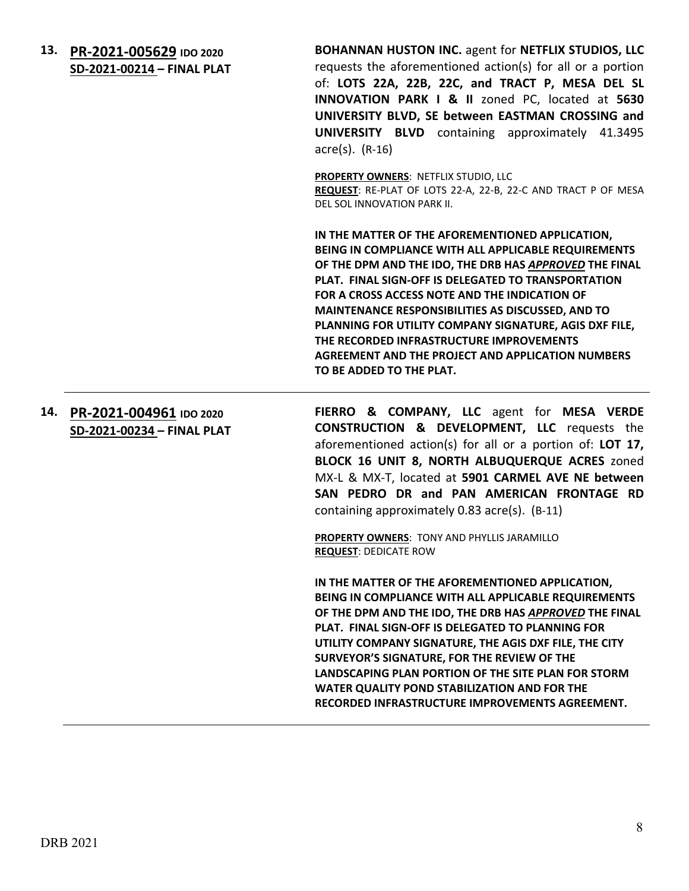**13. PR-2021-005629** IDO 2020
**SD-2021-00214 – FINAL PLAT**

**BOHANNAN HUSTON INC.** agent for **NETFLIX STUDIOS, LLC** requests the aforementioned action(s) for all or a portion of: **LOTS 22A, 22B, 22C, and TRACT P, MESA DEL SL INNOVATION PARK I & II** zoned PC, located at **5630 UNIVERSITY BLVD, SE between EASTMAN CROSSING and UNIVERSITY BLVD** containing approximately 41.3495 acre(s). (R-16)

**PROPERTY OWNERS**: NETFLIX STUDIO, LLC
**REQUEST**: RE-PLAT OF LOTS 22-A, 22-B, 22-C AND TRACT P OF MESA DEL SOL INNOVATION PARK II.

**IN THE MATTER OF THE AFOREMENTIONED APPLICATION, BEING IN COMPLIANCE WITH ALL APPLICABLE REQUIREMENTS OF THE DPM AND THE IDO, THE DRB HAS *APPROVED* THE FINAL PLAT. FINAL SIGN-OFF IS DELEGATED TO TRANSPORTATION FOR A CROSS ACCESS NOTE AND THE INDICATION OF MAINTENANCE RESPONSIBILITIES AS DISCUSSED, AND TO PLANNING FOR UTILITY COMPANY SIGNATURE, AGIS DXF FILE, THE RECORDED INFRASTRUCTURE IMPROVEMENTS AGREEMENT AND THE PROJECT AND APPLICATION NUMBERS TO BE ADDED TO THE PLAT.**

---

**14. PR-2021-004961** IDO 2020
**SD-2021-00234 – FINAL PLAT**

**FIERRO & COMPANY, LLC** agent for **MESA VERDE CONSTRUCTION & DEVELOPMENT, LLC** requests the aforementioned action(s) for all or a portion of: **LOT 17, BLOCK 16 UNIT 8, NORTH ALBUQUERQUE ACRES** zoned MX-L & MX-T, located at **5901 CARMEL AVE NE between SAN PEDRO DR and PAN AMERICAN FRONTAGE RD** containing approximately 0.83 acre(s). (B-11)

**PROPERTY OWNERS**: TONY AND PHYLLIS JARAMILLO
**REQUEST**: DEDICATE ROW

**IN THE MATTER OF THE AFOREMENTIONED APPLICATION, BEING IN COMPLIANCE WITH ALL APPLICABLE REQUIREMENTS OF THE DPM AND THE IDO, THE DRB HAS *APPROVED* THE FINAL PLAT. FINAL SIGN-OFF IS DELEGATED TO PLANNING FOR UTILITY COMPANY SIGNATURE, THE AGIS DXF FILE, THE CITY SURVEYOR'S SIGNATURE, FOR THE REVIEW OF THE LANDSCAPING PLAN PORTION OF THE SITE PLAN FOR STORM WATER QUALITY POND STABILIZATION AND FOR THE RECORDED INFRASTRUCTURE IMPROVEMENTS AGREEMENT.**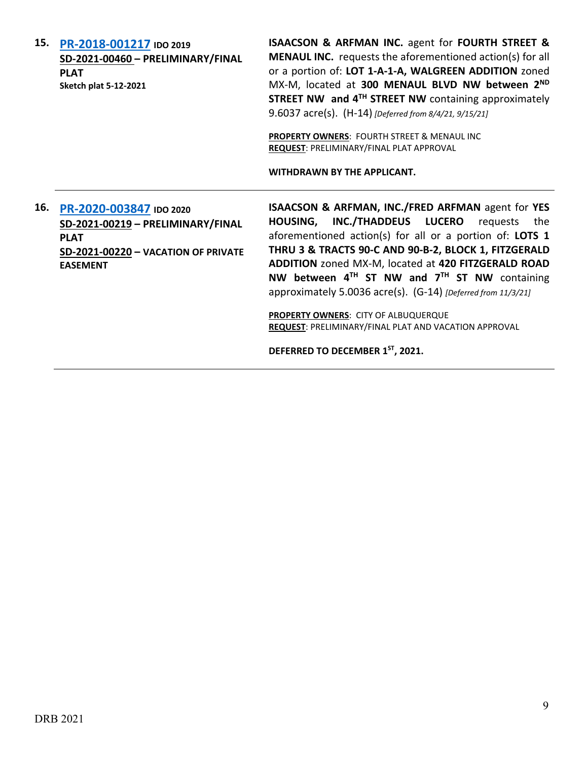**15.** **PR-2018-001217** **IDO 2019**
**SD-2021-00460 – PRELIMINARY/FINAL PLAT**
**Sketch plat 5-12-2021**

**ISAACSON & ARFMAN INC.** agent for **FOURTH STREET & MENAUL INC.** requests the aforementioned action(s) for all or a portion of: **LOT 1-A-1-A, WALGREEN ADDITION** zoned MX-M, located at **300 MENAUL BLVD NW between 2ND STREET NW and 4TH STREET NW** containing approximately 9.6037 acre(s). (H-14) *[Deferred from 8/4/21, 9/15/21]*

**PROPERTY OWNERS**: FOURTH STREET & MENAUL INC
**REQUEST**: PRELIMINARY/FINAL PLAT APPROVAL

**WITHDRAWN BY THE APPLICANT.**

---

**16.** **PR-2020-003847** **IDO 2020**
**SD-2021-00219 – PRELIMINARY/FINAL PLAT**
**SD-2021-00220 – VACATION OF PRIVATE EASEMENT**

**ISAACSON & ARFMAN, INC./FRED ARFMAN** agent for **YES HOUSING, INC./THADDEUS LUCERO** requests the aforementioned action(s) for all or a portion of: **LOTS 1 THRU 3 & TRACTS 90-C AND 90-B-2, BLOCK 1, FITZGERALD ADDITION** zoned MX-M, located at **420 FITZGERALD ROAD NW between 4TH ST NW and 7TH ST NW** containing approximately 5.0036 acre(s). (G-14) *[Deferred from 11/3/21]*

**PROPERTY OWNERS**: CITY OF ALBUQUERQUE
**REQUEST**: PRELIMINARY/FINAL PLAT AND VACATION APPROVAL

**DEFERRED TO DECEMBER 1ST, 2021.**

---

DRB 2021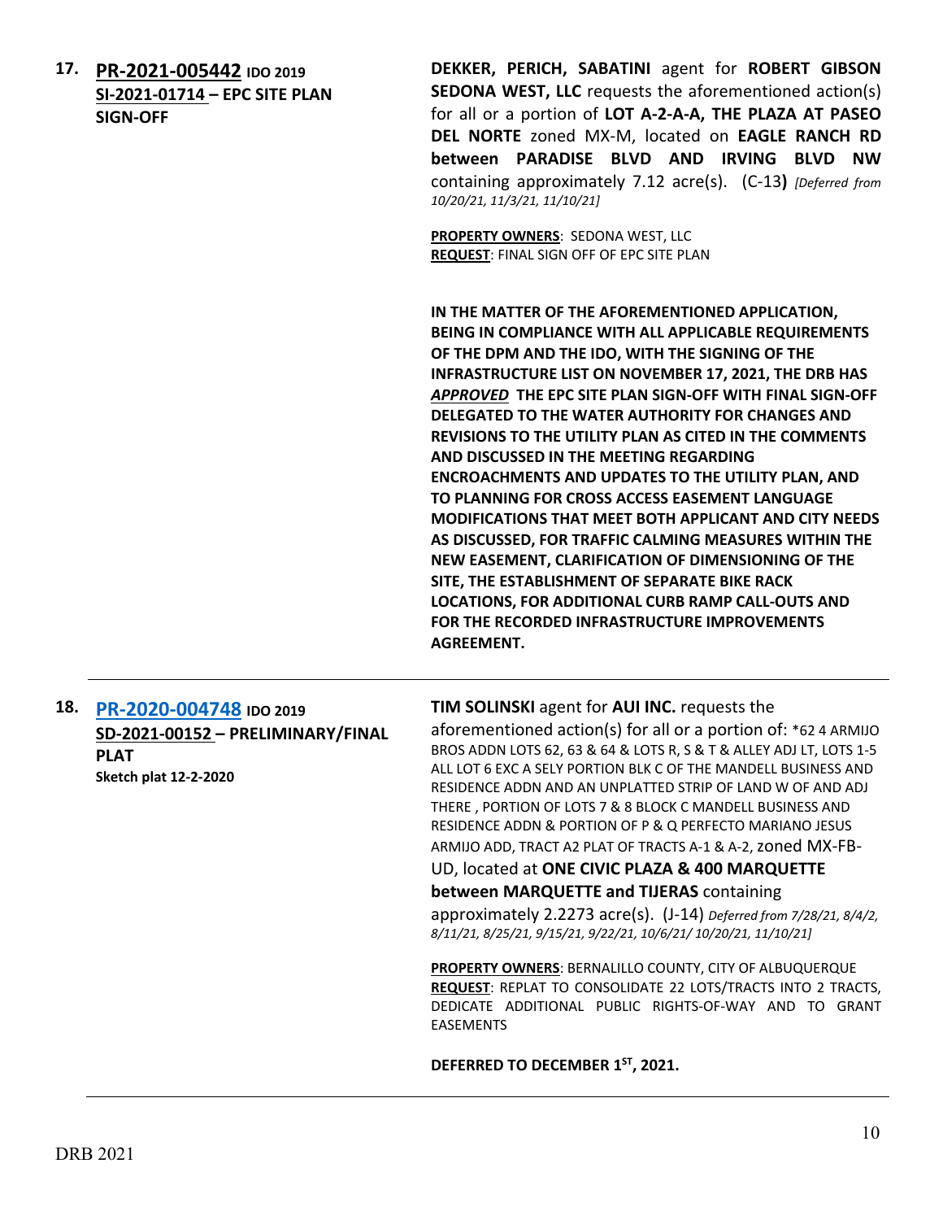**17. PR-2021-005442** **IDO 2019**
**SI-2021-01714 – EPC SITE PLAN SIGN-OFF**

**DEKKER, PERICH, SABATINI** agent for **ROBERT GIBSON SEDONA WEST, LLC** requests the aforementioned action(s) for all or a portion of **LOT A-2-A-A, THE PLAZA AT PASEO DEL NORTE** zoned MX-M, located on **EAGLE RANCH RD between PARADISE BLVD AND IRVING BLVD NW** containing approximately 7.12 acre(s). (C-13**)** *[Deferred from 10/20/21, 11/3/21, 11/10/21]*

**PROPERTY OWNERS**: SEDONA WEST, LLC
**REQUEST**: FINAL SIGN OFF OF EPC SITE PLAN

**IN THE MATTER OF THE AFOREMENTIONED APPLICATION, BEING IN COMPLIANCE WITH ALL APPLICABLE REQUIREMENTS OF THE DPM AND THE IDO, WITH THE SIGNING OF THE INFRASTRUCTURE LIST ON NOVEMBER 17, 2021, THE DRB HAS *APPROVED* THE EPC SITE PLAN SIGN-OFF WITH FINAL SIGN-OFF DELEGATED TO THE WATER AUTHORITY FOR CHANGES AND REVISIONS TO THE UTILITY PLAN AS CITED IN THE COMMENTS AND DISCUSSED IN THE MEETING REGARDING ENCROACHMENTS AND UPDATES TO THE UTILITY PLAN, AND TO PLANNING FOR CROSS ACCESS EASEMENT LANGUAGE MODIFICATIONS THAT MEET BOTH APPLICANT AND CITY NEEDS AS DISCUSSED, FOR TRAFFIC CALMING MEASURES WITHIN THE NEW EASEMENT, CLARIFICATION OF DIMENSIONING OF THE SITE, THE ESTABLISHMENT OF SEPARATE BIKE RACK LOCATIONS, FOR ADDITIONAL CURB RAMP CALL-OUTS AND FOR THE RECORDED INFRASTRUCTURE IMPROVEMENTS AGREEMENT.**

---

**18. PR-2020-004748** **IDO 2019**
**SD-2021-00152 – PRELIMINARY/FINAL PLAT**
**Sketch plat 12-2-2020**

**TIM SOLINSKI** agent for **AUI INC.** requests the aforementioned action(s) for all or a portion of: *62 4 ARMIJO BROS ADDN LOTS 62, 63 & 64 & LOTS R, S & T & ALLEY ADJ LT, LOTS 1-5 ALL LOT 6 EXC A SELY PORTION BLK C OF THE MANDELL BUSINESS AND RESIDENCE ADDN AND AN UNPLATTED STRIP OF LAND W OF AND ADJ THERE , PORTION OF LOTS 7 & 8 BLOCK C MANDELL BUSINESS AND RESIDENCE ADDN & PORTION OF P & Q PERFECTO MARIANO JESUS ARMIJO ADD, TRACT A2 PLAT OF TRACTS A-1 & A-2, zoned MX-FB-UD, located at **ONE CIVIC PLAZA & 400 MARQUETTE between MARQUETTE and TIJERAS** containing approximately 2.2273 acre(s). (J-14) *Deferred from 7/28/21, 8/4/2, 8/11/21, 8/25/21, 9/15/21, 9/22/21, 10/6/21/ 10/20/21, 11/10/21]*

**PROPERTY OWNERS**: BERNALILLO COUNTY, CITY OF ALBUQUERQUE
**REQUEST**: REPLAT TO CONSOLIDATE 22 LOTS/TRACTS INTO 2 TRACTS, DEDICATE ADDITIONAL PUBLIC RIGHTS-OF-WAY AND TO GRANT EASEMENTS

**DEFERRED TO DECEMBER 1ST, 2021.**

---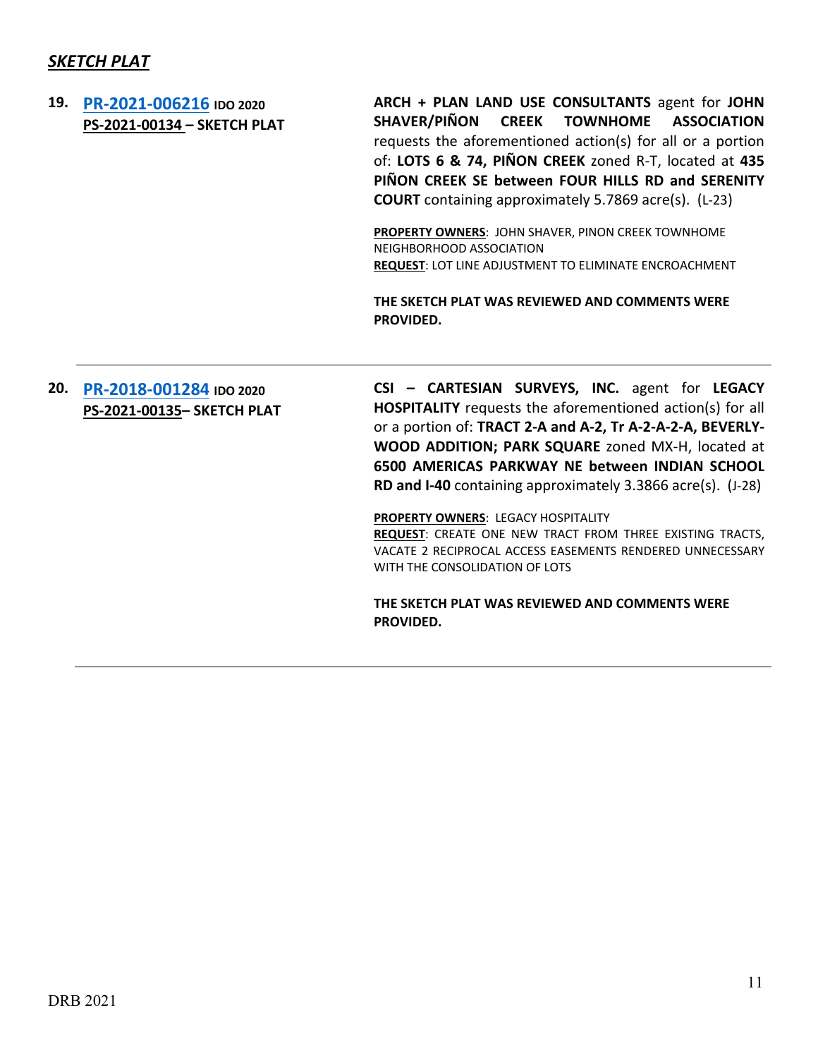## ***SKETCH PLAT***

**19. [PR-2021-006216]() IDO 2020**
**PS-2021-00134 – SKETCH PLAT**

**ARCH + PLAN LAND USE CONSULTANTS** agent for **JOHN SHAVER/PIÑON CREEK TOWNHOME ASSOCIATION** requests the aforementioned action(s) for all or a portion of: **LOTS 6 & 74, PIÑON CREEK** zoned R-T, located at **435 PIÑON CREEK SE between FOUR HILLS RD and SERENITY COURT** containing approximately 5.7869 acre(s). (L-23)

**PROPERTY OWNERS**: JOHN SHAVER, PINON CREEK TOWNHOME NEIGHBORHOOD ASSOCIATION
**REQUEST**: LOT LINE ADJUSTMENT TO ELIMINATE ENCROACHMENT

**THE SKETCH PLAT WAS REVIEWED AND COMMENTS WERE PROVIDED.**

---

**20. [PR-2018-001284]() IDO 2020**
**PS-2021-00135– SKETCH PLAT**

**CSI – CARTESIAN SURVEYS, INC.** agent for **LEGACY HOSPITALITY** requests the aforementioned action(s) for all or a portion of: **TRACT 2-A and A-2, Tr A-2-A-2-A, BEVERLY-WOOD ADDITION; PARK SQUARE** zoned MX-H, located at **6500 AMERICAS PARKWAY NE between INDIAN SCHOOL RD and I-40** containing approximately 3.3866 acre(s). (J-28)

**PROPERTY OWNERS**: LEGACY HOSPITALITY
**REQUEST**: CREATE ONE NEW TRACT FROM THREE EXISTING TRACTS, VACATE 2 RECIPROCAL ACCESS EASEMENTS RENDERED UNNECESSARY WITH THE CONSOLIDATION OF LOTS

**THE SKETCH PLAT WAS REVIEWED AND COMMENTS WERE PROVIDED.**

---

DRB 2021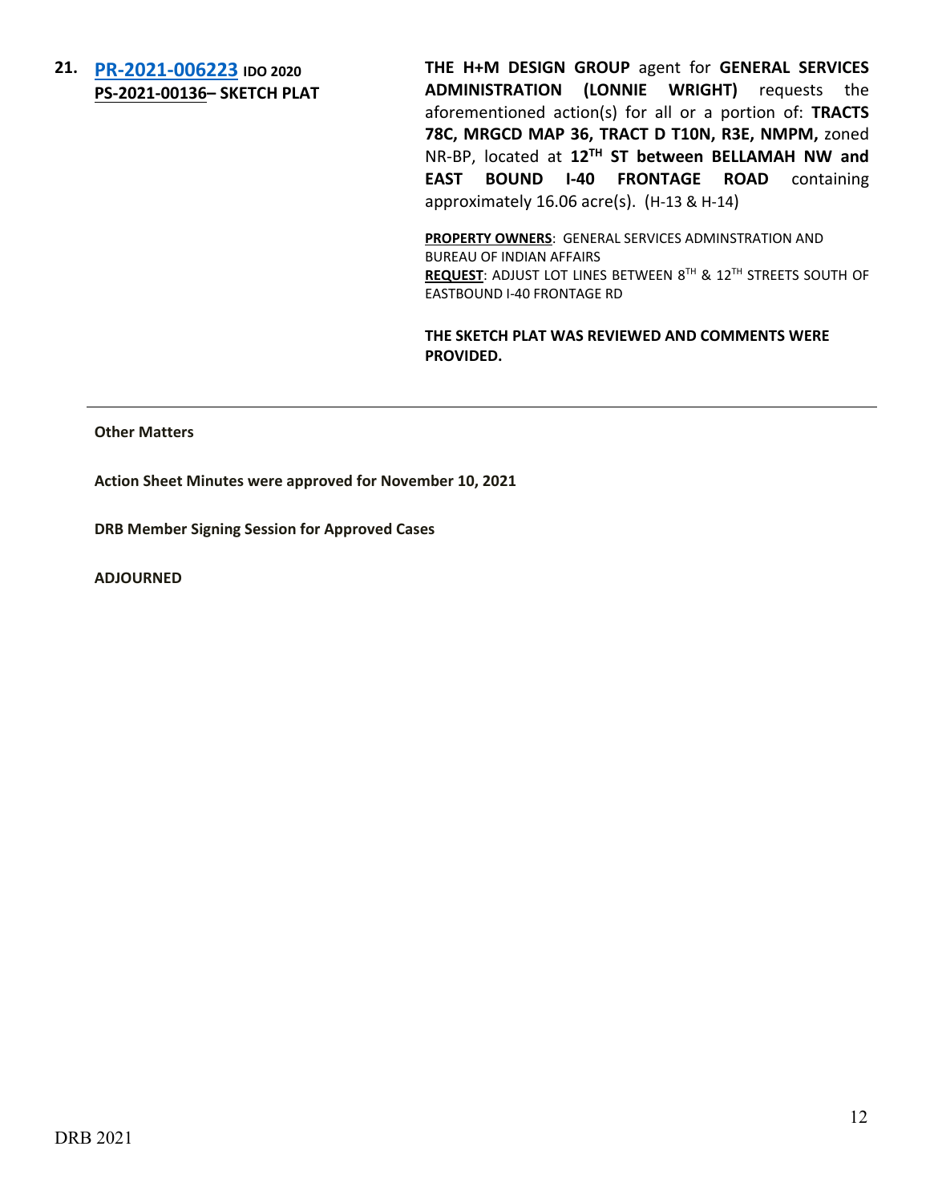**21. PR-2021-006223 IDO 2020**
**PS-2021-00136– SKETCH PLAT**

**THE H+M DESIGN GROUP** agent for **GENERAL SERVICES ADMINISTRATION (LONNIE WRIGHT)** requests the aforementioned action(s) for all or a portion of: **TRACTS 78C, MRGCD MAP 36, TRACT D T10N, R3E, NMPM,** zoned NR-BP, located at **12TH ST between BELLAMAH NW and EAST BOUND I-40 FRONTAGE ROAD** containing approximately 16.06 acre(s). (H-13 & H-14)

**PROPERTY OWNERS**: GENERAL SERVICES ADMINSTRATION AND BUREAU OF INDIAN AFFAIRS
**REQUEST**: ADJUST LOT LINES BETWEEN 8TH & 12TH STREETS SOUTH OF EASTBOUND I-40 FRONTAGE RD

**THE SKETCH PLAT WAS REVIEWED AND COMMENTS WERE PROVIDED.**

---

**Other Matters**

**Action Sheet Minutes were approved for November 10, 2021**

**DRB Member Signing Session for Approved Cases**

**ADJOURNED**